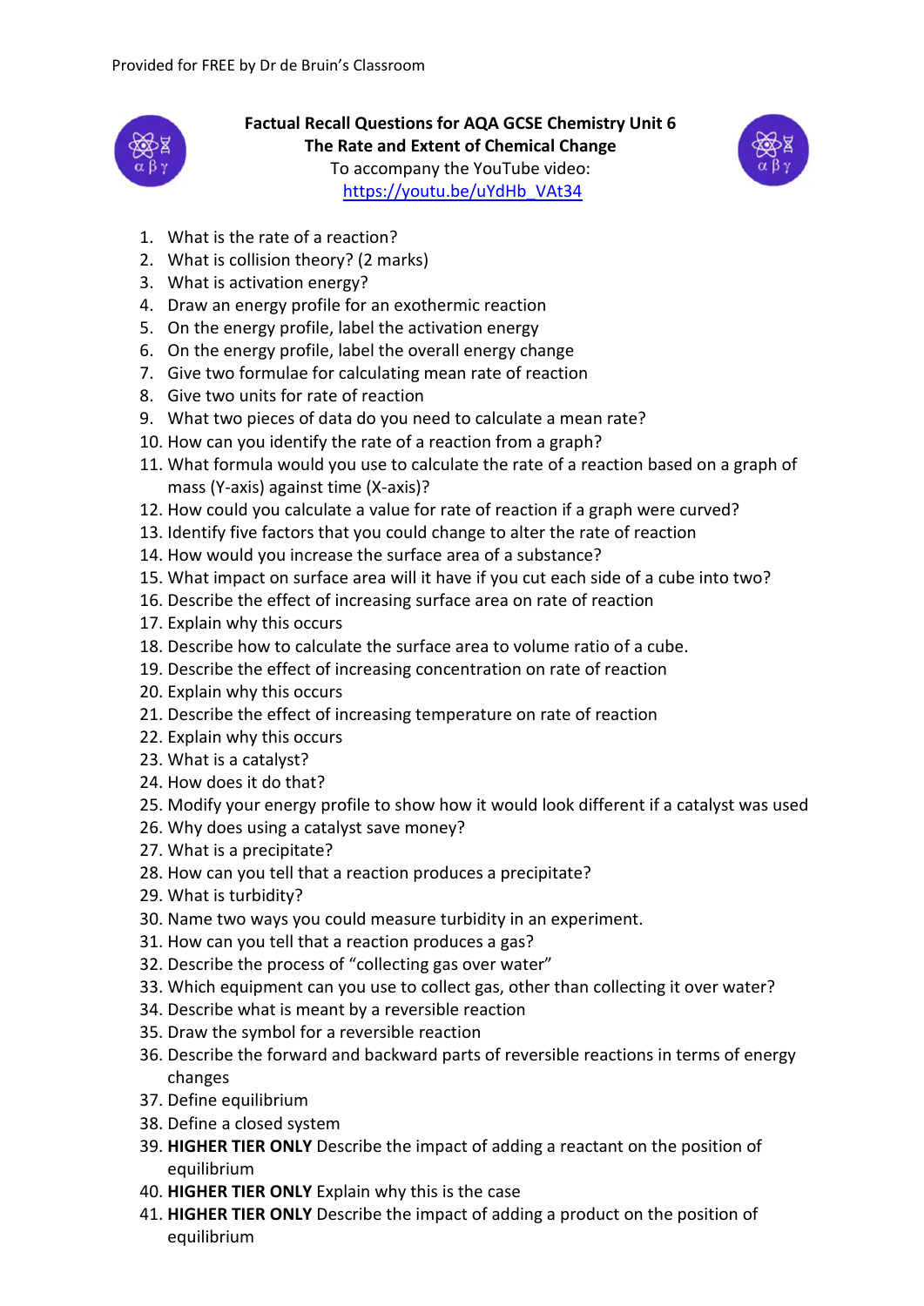Provided for FREE by Dr de Bruin's Classroom

**Factual Recall Questions for AQA GCSE Chemistry Unit 6**
**The Rate and Extent of Chemical Change**
To accompany the YouTube video:
https://youtu.be/uYdHb_VAt34

1. What is the rate of a reaction?
2. What is collision theory? (2 marks)
3. What is activation energy?
4. Draw an energy profile for an exothermic reaction
5. On the energy profile, label the activation energy
6. On the energy profile, label the overall energy change
7. Give two formulae for calculating mean rate of reaction
8. Give two units for rate of reaction
9. What two pieces of data do you need to calculate a mean rate?
10. How can you identify the rate of a reaction from a graph?
11. What formula would you use to calculate the rate of a reaction based on a graph of mass (Y-axis) against time (X-axis)?
12. How could you calculate a value for rate of reaction if a graph were curved?
13. Identify five factors that you could change to alter the rate of reaction
14. How would you increase the surface area of a substance?
15. What impact on surface area will it have if you cut each side of a cube into two?
16. Describe the effect of increasing surface area on rate of reaction
17. Explain why this occurs
18. Describe how to calculate the surface area to volume ratio of a cube.
19. Describe the effect of increasing concentration on rate of reaction
20. Explain why this occurs
21. Describe the effect of increasing temperature on rate of reaction
22. Explain why this occurs
23. What is a catalyst?
24. How does it do that?
25. Modify your energy profile to show how it would look different if a catalyst was used
26. Why does using a catalyst save money?
27. What is a precipitate?
28. How can you tell that a reaction produces a precipitate?
29. What is turbidity?
30. Name two ways you could measure turbidity in an experiment.
31. How can you tell that a reaction produces a gas?
32. Describe the process of "collecting gas over water"
33. Which equipment can you use to collect gas, other than collecting it over water?
34. Describe what is meant by a reversible reaction
35. Draw the symbol for a reversible reaction
36. Describe the forward and backward parts of reversible reactions in terms of energy changes
37. Define equilibrium
38. Define a closed system
39. **HIGHER TIER ONLY** Describe the impact of adding a reactant on the position of equilibrium
40. **HIGHER TIER ONLY** Explain why this is the case
41. **HIGHER TIER ONLY** Describe the impact of adding a product on the position of equilibrium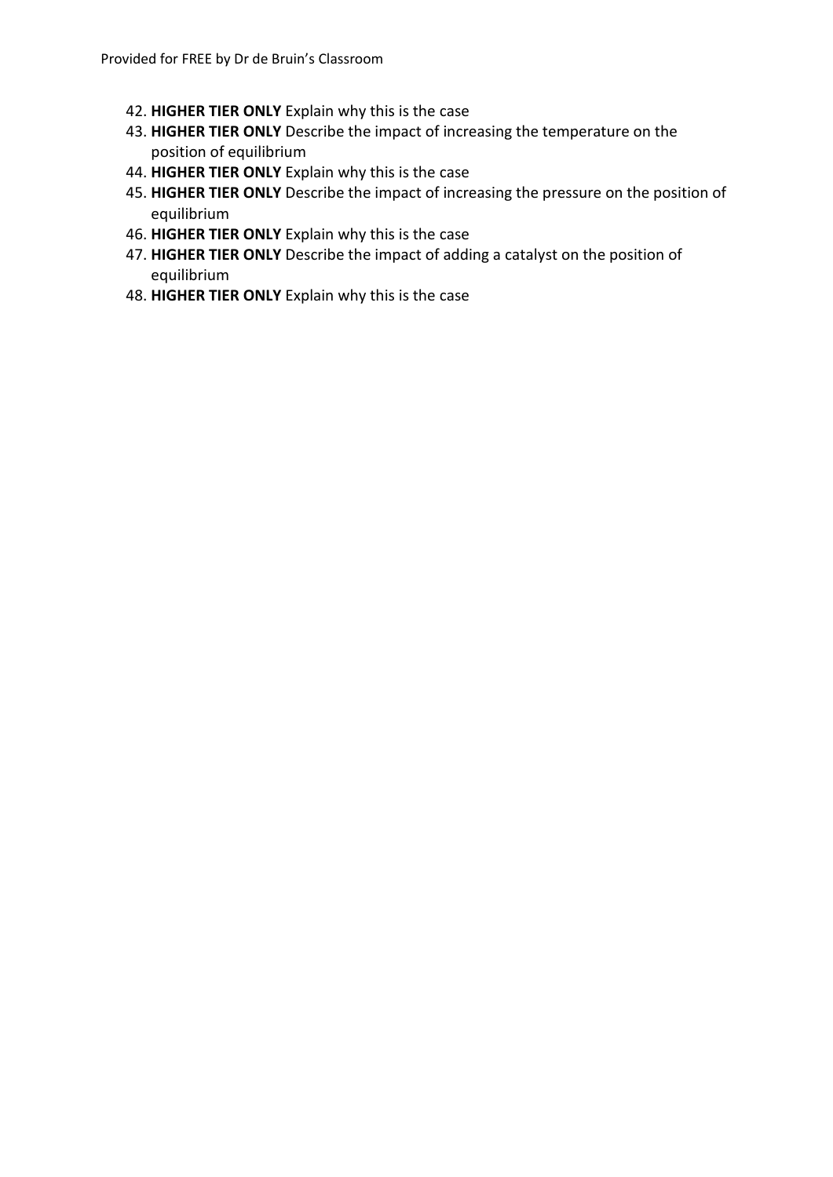42. **HIGHER TIER ONLY** Explain why this is the case
43. **HIGHER TIER ONLY** Describe the impact of increasing the temperature on the position of equilibrium
44. **HIGHER TIER ONLY** Explain why this is the case
45. **HIGHER TIER ONLY** Describe the impact of increasing the pressure on the position of equilibrium
46. **HIGHER TIER ONLY** Explain why this is the case
47. **HIGHER TIER ONLY** Describe the impact of adding a catalyst on the position of equilibrium
48. **HIGHER TIER ONLY** Explain why this is the case